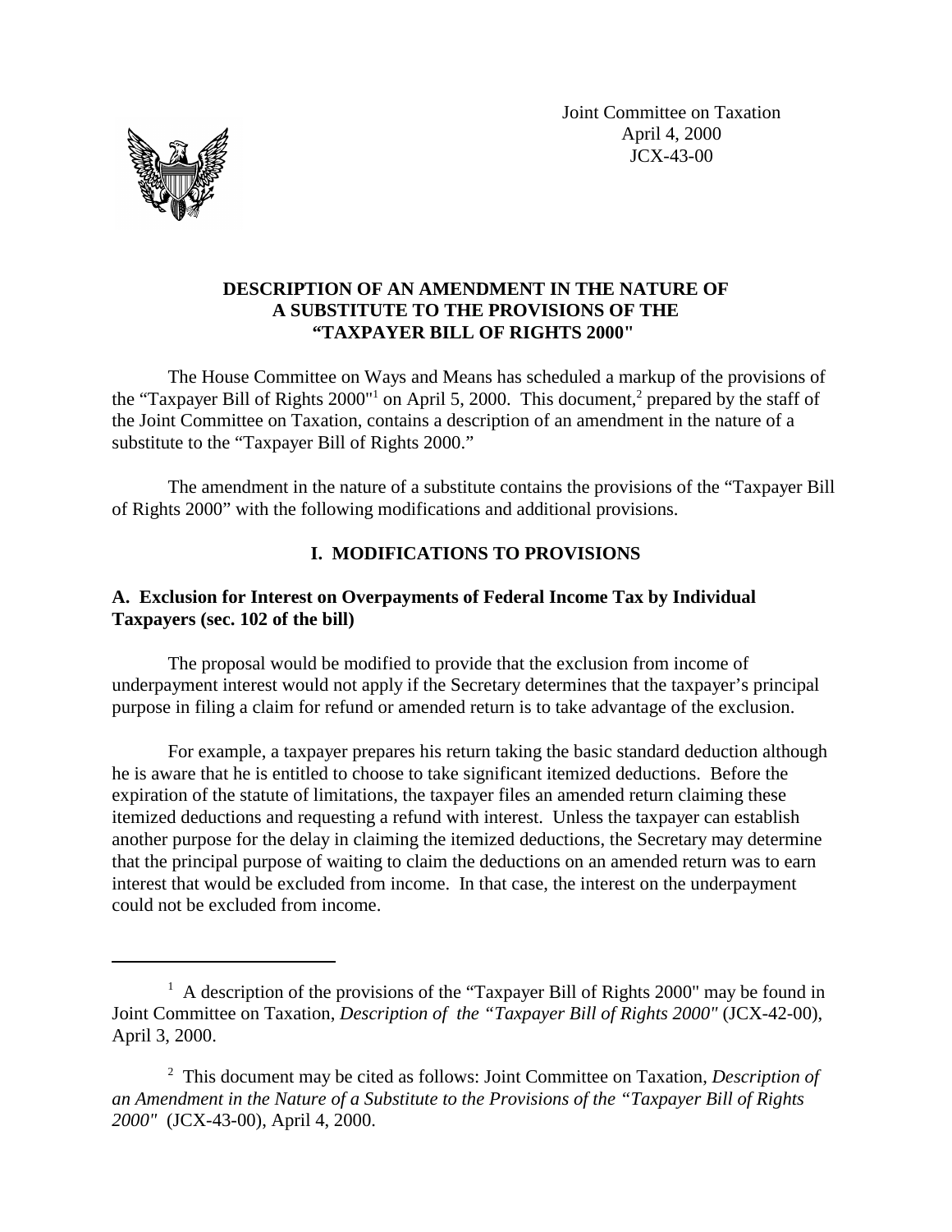Joint Committee on Taxation
April 4, 2000
JCX-43-00

# DESCRIPTION OF AN AMENDMENT IN THE NATURE OF A SUBSTITUTE TO THE PROVISIONS OF THE "TAXPAYER BILL OF RIGHTS 2000"

The House Committee on Ways and Means has scheduled a markup of the provisions of the "Taxpayer Bill of Rights 2000"[1] on April 5, 2000. This document,[2] prepared by the staff of the Joint Committee on Taxation, contains a description of an amendment in the nature of a substitute to the "Taxpayer Bill of Rights 2000."

The amendment in the nature of a substitute contains the provisions of the "Taxpayer Bill of Rights 2000" with the following modifications and additional provisions.

## I. MODIFICATIONS TO PROVISIONS

### A. Exclusion for Interest on Overpayments of Federal Income Tax by Individual Taxpayers (sec. 102 of the bill)

The proposal would be modified to provide that the exclusion from income of underpayment interest would not apply if the Secretary determines that the taxpayer's principal purpose in filing a claim for refund or amended return is to take advantage of the exclusion.

For example, a taxpayer prepares his return taking the basic standard deduction although he is aware that he is entitled to choose to take significant itemized deductions. Before the expiration of the statute of limitations, the taxpayer files an amended return claiming these itemized deductions and requesting a refund with interest. Unless the taxpayer can establish another purpose for the delay in claiming the itemized deductions, the Secretary may determine that the principal purpose of waiting to claim the deductions on an amended return was to earn interest that would be excluded from income. In that case, the interest on the underpayment could not be excluded from income.

---

[1] A description of the provisions of the "Taxpayer Bill of Rights 2000" may be found in Joint Committee on Taxation, *Description of the "Taxpayer Bill of Rights 2000"* (JCX-42-00), April 3, 2000.

[2] This document may be cited as follows: Joint Committee on Taxation, *Description of an Amendment in the Nature of a Substitute to the Provisions of the "Taxpayer Bill of Rights 2000"* (JCX-43-00), April 4, 2000.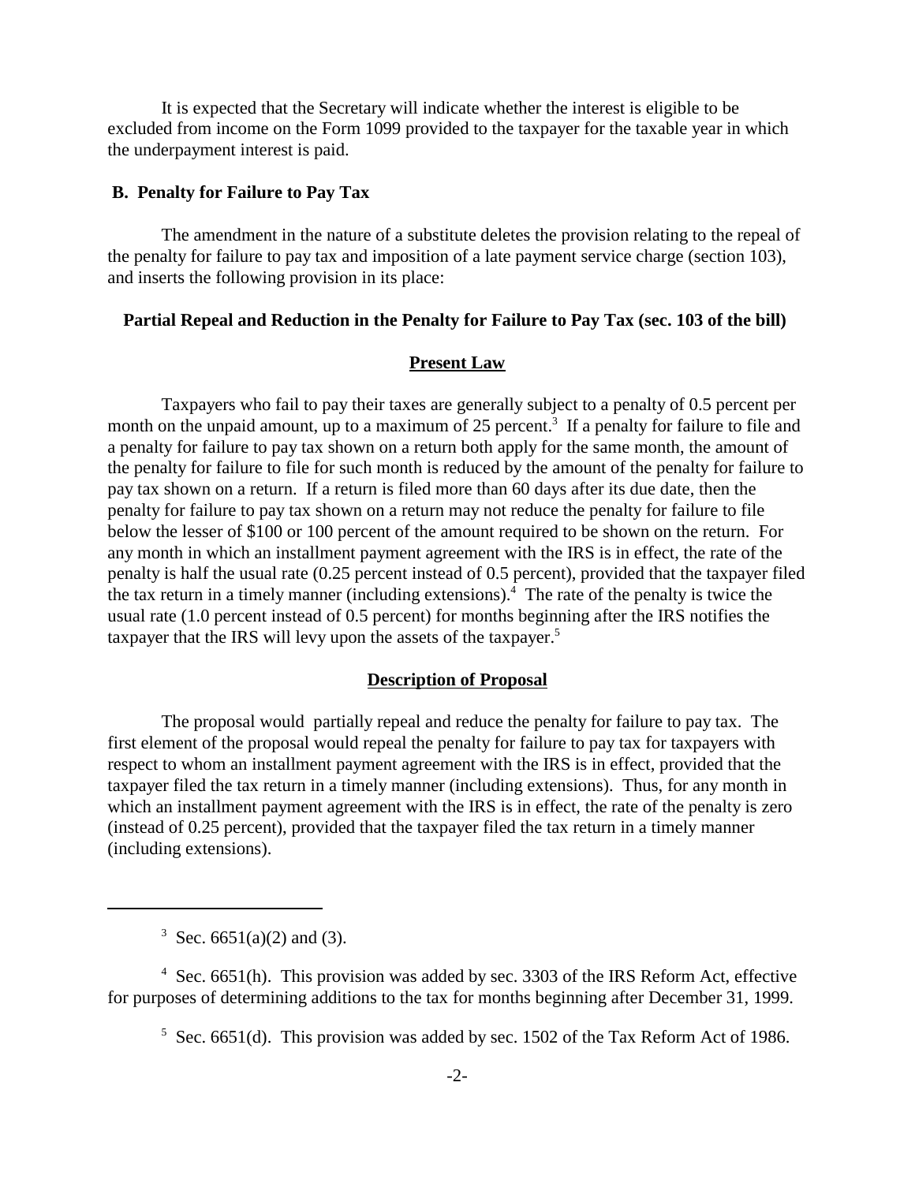It is expected that the Secretary will indicate whether the interest is eligible to be excluded from income on the Form 1099 provided to the taxpayer for the taxable year in which the underpayment interest is paid.

### B. Penalty for Failure to Pay Tax

The amendment in the nature of a substitute deletes the provision relating to the repeal of the penalty for failure to pay tax and imposition of a late payment service charge (section 103), and inserts the following provision in its place:

**Partial Repeal and Reduction in the Penalty for Failure to Pay Tax (sec. 103 of the bill)**

**Present Law**

Taxpayers who fail to pay their taxes are generally subject to a penalty of 0.5 percent per month on the unpaid amount, up to a maximum of 25 percent.[3] If a penalty for failure to file and a penalty for failure to pay tax shown on a return both apply for the same month, the amount of the penalty for failure to file for such month is reduced by the amount of the penalty for failure to pay tax shown on a return. If a return is filed more than 60 days after its due date, then the penalty for failure to pay tax shown on a return may not reduce the penalty for failure to file below the lesser of $100 or 100 percent of the amount required to be shown on the return. For any month in which an installment payment agreement with the IRS is in effect, the rate of the penalty is half the usual rate (0.25 percent instead of 0.5 percent), provided that the taxpayer filed the tax return in a timely manner (including extensions).[4] The rate of the penalty is twice the usual rate (1.0 percent instead of 0.5 percent) for months beginning after the IRS notifies the taxpayer that the IRS will levy upon the assets of the taxpayer.[5]

**Description of Proposal**

The proposal would partially repeal and reduce the penalty for failure to pay tax. The first element of the proposal would repeal the penalty for failure to pay tax for taxpayers with respect to whom an installment payment agreement with the IRS is in effect, provided that the taxpayer filed the tax return in a timely manner (including extensions). Thus, for any month in which an installment payment agreement with the IRS is in effect, the rate of the penalty is zero (instead of 0.25 percent), provided that the taxpayer filed the tax return in a timely manner (including extensions).

---

[3] Sec. 6651(a)(2) and (3).

[4] Sec. 6651(h). This provision was added by sec. 3303 of the IRS Reform Act, effective for purposes of determining additions to the tax for months beginning after December 31, 1999.

[5] Sec. 6651(d). This provision was added by sec. 1502 of the Tax Reform Act of 1986.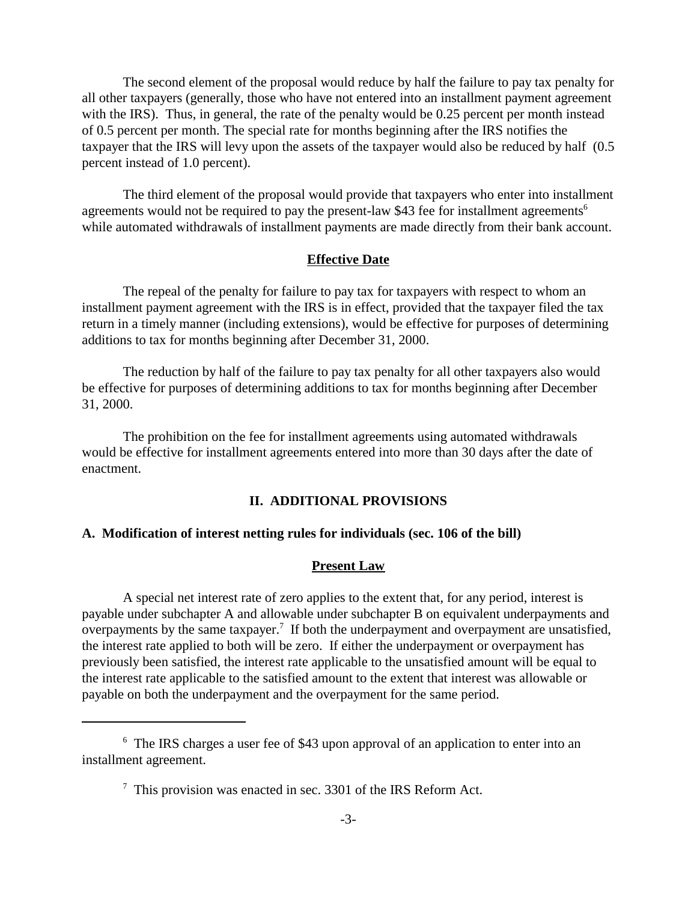The second element of the proposal would reduce by half the failure to pay tax penalty for all other taxpayers (generally, those who have not entered into an installment payment agreement with the IRS). Thus, in general, the rate of the penalty would be 0.25 percent per month instead of 0.5 percent per month. The special rate for months beginning after the IRS notifies the taxpayer that the IRS will levy upon the assets of the taxpayer would also be reduced by half (0.5 percent instead of 1.0 percent).

The third element of the proposal would provide that taxpayers who enter into installment agreements would not be required to pay the present-law $43 fee for installment agreements[6] while automated withdrawals of installment payments are made directly from their bank account.

**Effective Date**

The repeal of the penalty for failure to pay tax for taxpayers with respect to whom an installment payment agreement with the IRS is in effect, provided that the taxpayer filed the tax return in a timely manner (including extensions), would be effective for purposes of determining additions to tax for months beginning after December 31, 2000.

The reduction by half of the failure to pay tax penalty for all other taxpayers also would be effective for purposes of determining additions to tax for months beginning after December 31, 2000.

The prohibition on the fee for installment agreements using automated withdrawals would be effective for installment agreements entered into more than 30 days after the date of enactment.

## II. ADDITIONAL PROVISIONS

### A. Modification of interest netting rules for individuals (sec. 106 of the bill)

**Present Law**

A special net interest rate of zero applies to the extent that, for any period, interest is payable under subchapter A and allowable under subchapter B on equivalent underpayments and overpayments by the same taxpayer.[7] If both the underpayment and overpayment are unsatisfied, the interest rate applied to both will be zero. If either the underpayment or overpayment has previously been satisfied, the interest rate applicable to the unsatisfied amount will be equal to the interest rate applicable to the satisfied amount to the extent that interest was allowable or payable on both the underpayment and the overpayment for the same period.

---

[6] The IRS charges a user fee of $43 upon approval of an application to enter into an installment agreement.

[7] This provision was enacted in sec. 3301 of the IRS Reform Act.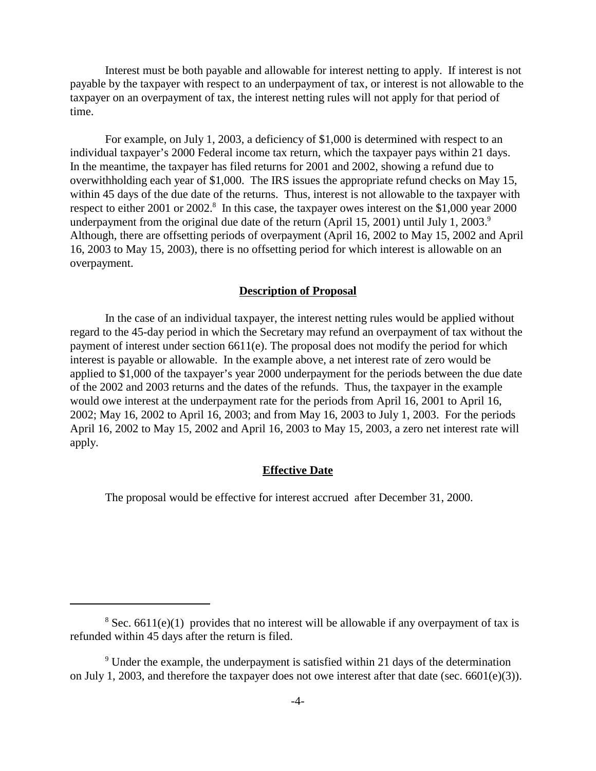Interest must be both payable and allowable for interest netting to apply. If interest is not payable by the taxpayer with respect to an underpayment of tax, or interest is not allowable to the taxpayer on an overpayment of tax, the interest netting rules will not apply for that period of time.

For example, on July 1, 2003, a deficiency of $1,000 is determined with respect to an individual taxpayer's 2000 Federal income tax return, which the taxpayer pays within 21 days. In the meantime, the taxpayer has filed returns for 2001 and 2002, showing a refund due to overwithholding each year of $1,000. The IRS issues the appropriate refund checks on May 15, within 45 days of the due date of the returns. Thus, interest is not allowable to the taxpayer with respect to either 2001 or 2002.[8] In this case, the taxpayer owes interest on the $1,000 year 2000 underpayment from the original due date of the return (April 15, 2001) until July 1, 2003.[9] Although, there are offsetting periods of overpayment (April 16, 2002 to May 15, 2002 and April 16, 2003 to May 15, 2003), there is no offsetting period for which interest is allowable on an overpayment.

## Description of Proposal

In the case of an individual taxpayer, the interest netting rules would be applied without regard to the 45-day period in which the Secretary may refund an overpayment of tax without the payment of interest under section 6611(e). The proposal does not modify the period for which interest is payable or allowable. In the example above, a net interest rate of zero would be applied to $1,000 of the taxpayer's year 2000 underpayment for the periods between the due date of the 2002 and 2003 returns and the dates of the refunds. Thus, the taxpayer in the example would owe interest at the underpayment rate for the periods from April 16, 2001 to April 16, 2002; May 16, 2002 to April 16, 2003; and from May 16, 2003 to July 1, 2003. For the periods April 16, 2002 to May 15, 2002 and April 16, 2003 to May 15, 2003, a zero net interest rate will apply.

## Effective Date

The proposal would be effective for interest accrued after December 31, 2000.

---

[8] Sec. 6611(e)(1) provides that no interest will be allowable if any overpayment of tax is refunded within 45 days after the return is filed.

[9] Under the example, the underpayment is satisfied within 21 days of the determination on July 1, 2003, and therefore the taxpayer does not owe interest after that date (sec. 6601(e)(3)).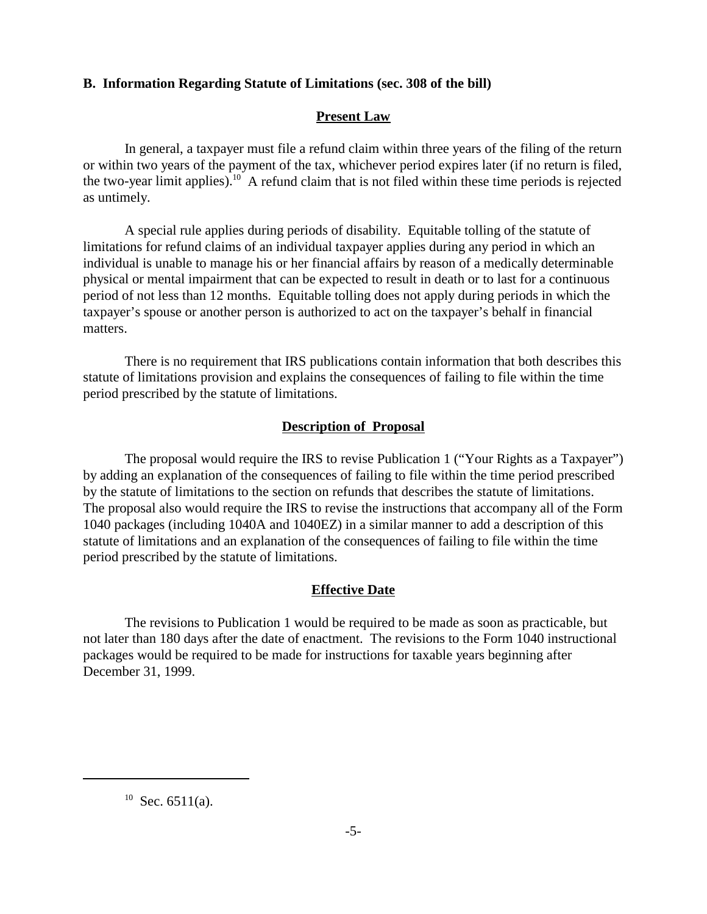## B. Information Regarding Statute of Limitations (sec. 308 of the bill)

### Present Law

In general, a taxpayer must file a refund claim within three years of the filing of the return or within two years of the payment of the tax, whichever period expires later (if no return is filed, the two-year limit applies).[10] A refund claim that is not filed within these time periods is rejected as untimely.

A special rule applies during periods of disability. Equitable tolling of the statute of limitations for refund claims of an individual taxpayer applies during any period in which an individual is unable to manage his or her financial affairs by reason of a medically determinable physical or mental impairment that can be expected to result in death or to last for a continuous period of not less than 12 months. Equitable tolling does not apply during periods in which the taxpayer's spouse or another person is authorized to act on the taxpayer's behalf in financial matters.

There is no requirement that IRS publications contain information that both describes this statute of limitations provision and explains the consequences of failing to file within the time period prescribed by the statute of limitations.

### Description of Proposal

The proposal would require the IRS to revise Publication 1 ("Your Rights as a Taxpayer") by adding an explanation of the consequences of failing to file within the time period prescribed by the statute of limitations to the section on refunds that describes the statute of limitations. The proposal also would require the IRS to revise the instructions that accompany all of the Form 1040 packages (including 1040A and 1040EZ) in a similar manner to add a description of this statute of limitations and an explanation of the consequences of failing to file within the time period prescribed by the statute of limitations.

### Effective Date

The revisions to Publication 1 would be required to be made as soon as practicable, but not later than 180 days after the date of enactment. The revisions to the Form 1040 instructional packages would be required to be made for instructions for taxable years beginning after December 31, 1999.

---

[10] Sec. 6511(a).